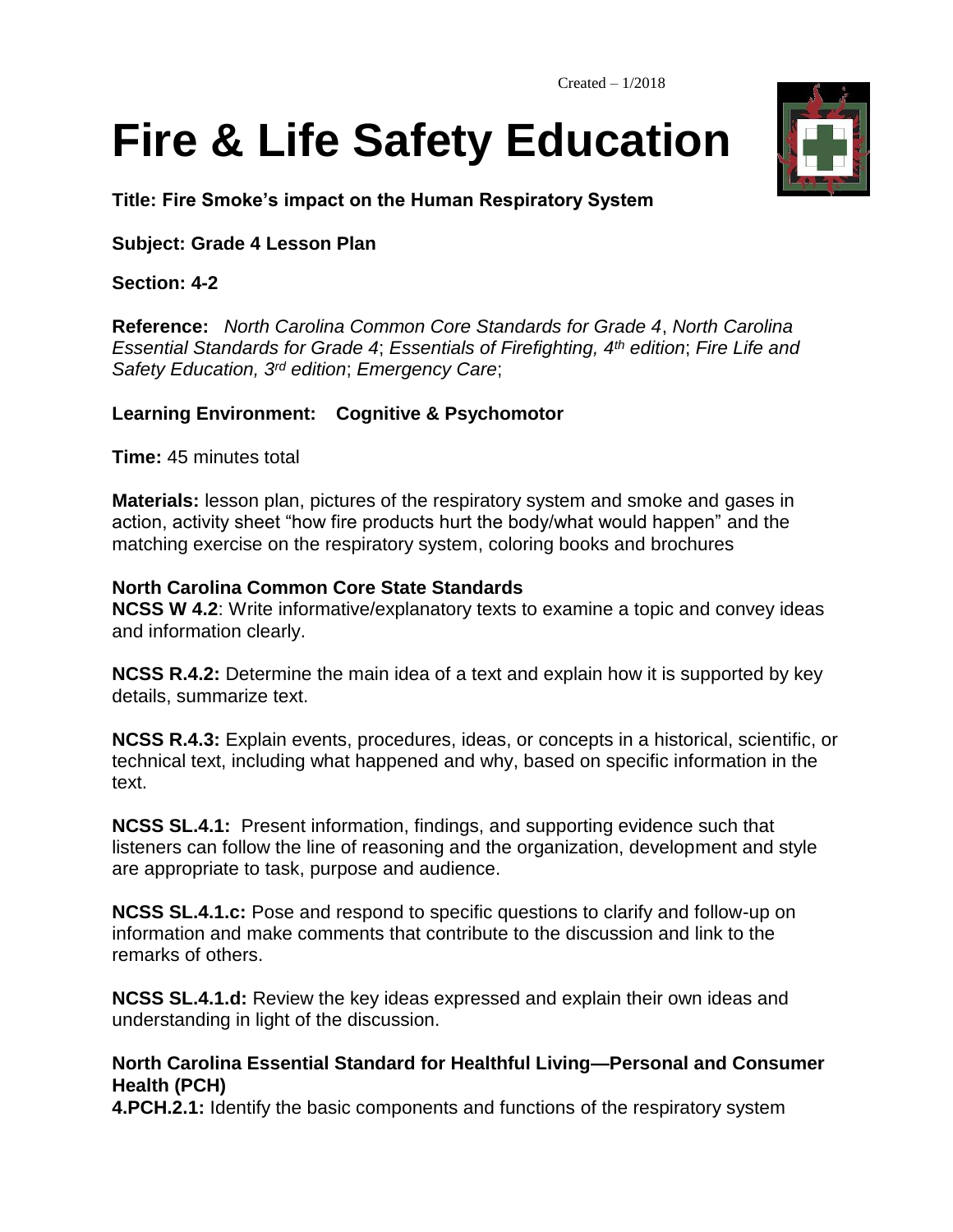Created – 1/2018

# Fire & Life Safety Education

**Title: Fire Smoke's impact on the Human Respiratory System**

**Subject: Grade 4 Lesson Plan**

**Section: 4-2**

**Reference:** *North Carolina Common Core Standards for Grade 4*, *North Carolina Essential Standards for Grade 4*; *Essentials of Firefighting, 4th edition*; *Fire Life and Safety Education, 3rd edition*; *Emergency Care*;

**Learning Environment: Cognitive & Psychomotor**

**Time:** 45 minutes total

**Materials:** lesson plan, pictures of the respiratory system and smoke and gases in action, activity sheet "how fire products hurt the body/what would happen" and the matching exercise on the respiratory system, coloring books and brochures

**North Carolina Common Core State Standards**

**NCSS W 4.2**: Write informative/explanatory texts to examine a topic and convey ideas and information clearly.

**NCSS R.4.2:** Determine the main idea of a text and explain how it is supported by key details, summarize text.

**NCSS R.4.3:** Explain events, procedures, ideas, or concepts in a historical, scientific, or technical text, including what happened and why, based on specific information in the text.

**NCSS SL.4.1:** Present information, findings, and supporting evidence such that listeners can follow the line of reasoning and the organization, development and style are appropriate to task, purpose and audience.

**NCSS SL.4.1.c:** Pose and respond to specific questions to clarify and follow-up on information and make comments that contribute to the discussion and link to the remarks of others.

**NCSS SL.4.1.d:** Review the key ideas expressed and explain their own ideas and understanding in light of the discussion.

**North Carolina Essential Standard for Healthful Living—Personal and Consumer Health (PCH)**

**4.PCH.2.1:** Identify the basic components and functions of the respiratory system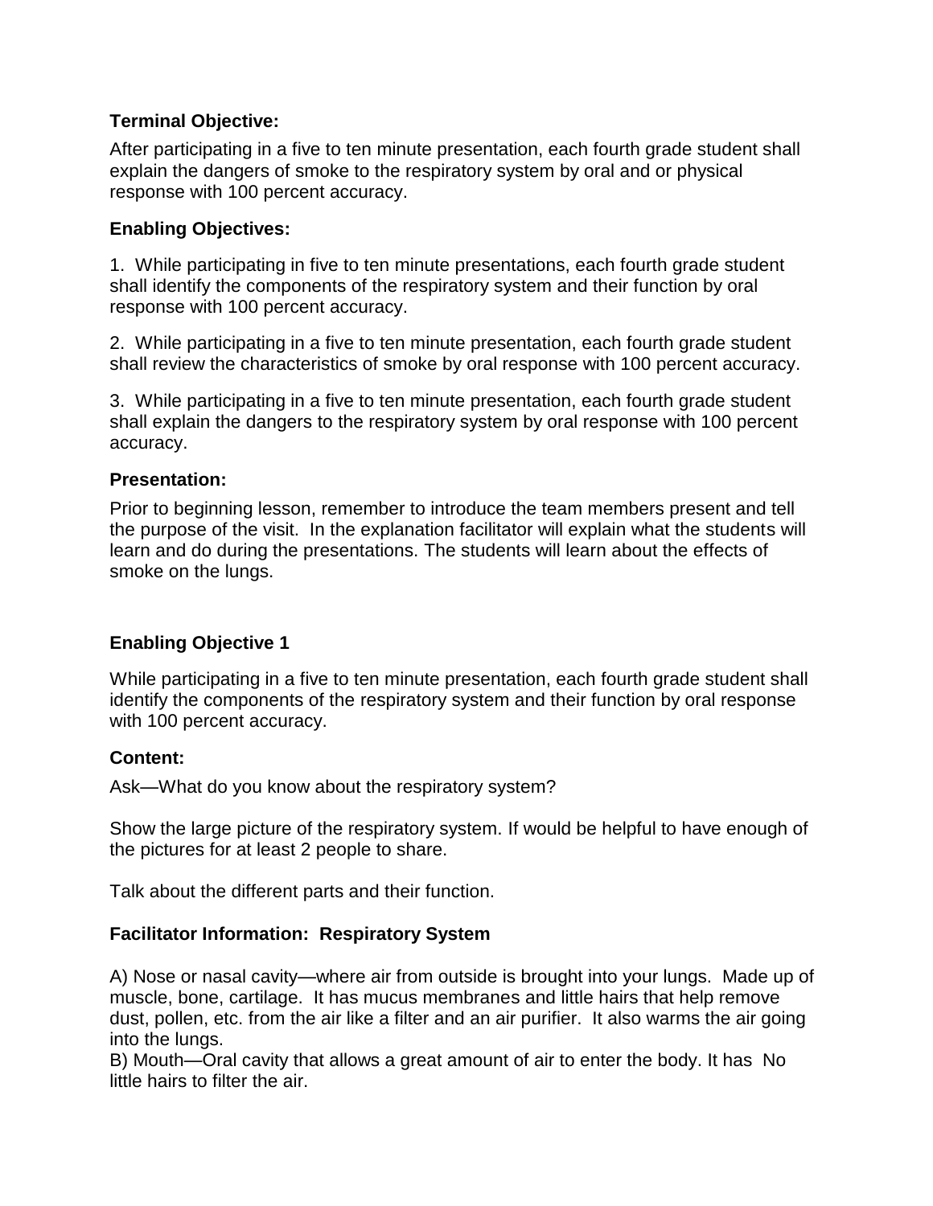**Terminal Objective:**

After participating in a five to ten minute presentation, each fourth grade student shall explain the dangers of smoke to the respiratory system by oral and or physical response with 100 percent accuracy.

**Enabling Objectives:**

1. While participating in five to ten minute presentations, each fourth grade student shall identify the components of the respiratory system and their function by oral response with 100 percent accuracy.

2. While participating in a five to ten minute presentation, each fourth grade student shall review the characteristics of smoke by oral response with 100 percent accuracy.

3. While participating in a five to ten minute presentation, each fourth grade student shall explain the dangers to the respiratory system by oral response with 100 percent accuracy.

**Presentation:**

Prior to beginning lesson, remember to introduce the team members present and tell the purpose of the visit. In the explanation facilitator will explain what the students will learn and do during the presentations. The students will learn about the effects of smoke on the lungs.

**Enabling Objective 1**

While participating in a five to ten minute presentation, each fourth grade student shall identify the components of the respiratory system and their function by oral response with 100 percent accuracy.

**Content:**

Ask—What do you know about the respiratory system?

Show the large picture of the respiratory system. If would be helpful to have enough of the pictures for at least 2 people to share.

Talk about the different parts and their function.

**Facilitator Information: Respiratory System**

A) Nose or nasal cavity—where air from outside is brought into your lungs. Made up of muscle, bone, cartilage. It has mucus membranes and little hairs that help remove dust, pollen, etc. from the air like a filter and an air purifier. It also warms the air going into the lungs.
B) Mouth—Oral cavity that allows a great amount of air to enter the body. It has No little hairs to filter the air.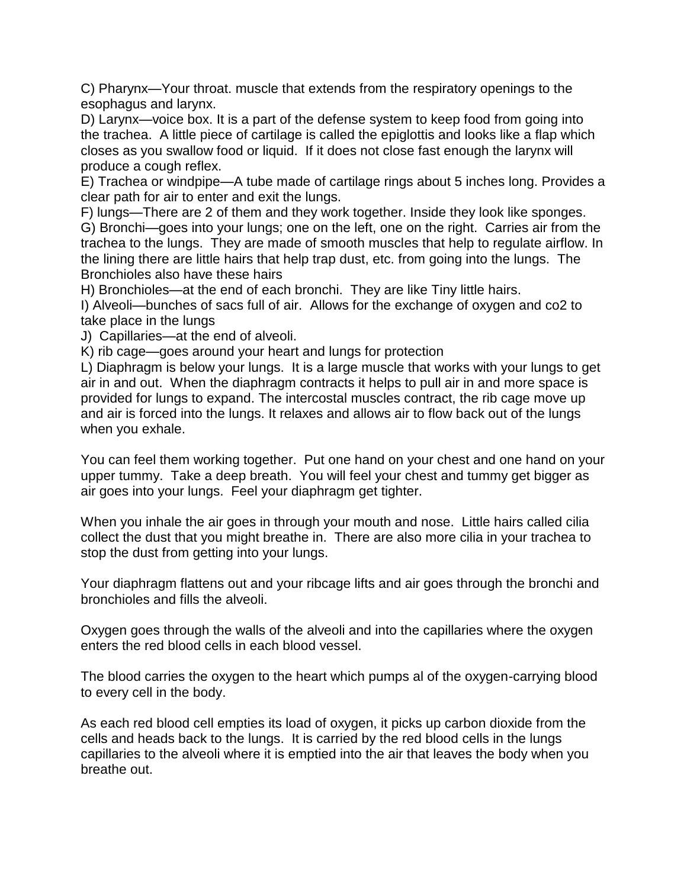C) Pharynx—Your throat. muscle that extends from the respiratory openings to the esophagus and larynx.
D) Larynx—voice box. It is a part of the defense system to keep food from going into the trachea. A little piece of cartilage is called the epiglottis and looks like a flap which closes as you swallow food or liquid. If it does not close fast enough the larynx will produce a cough reflex.
E) Trachea or windpipe—A tube made of cartilage rings about 5 inches long. Provides a clear path for air to enter and exit the lungs.
F) lungs—There are 2 of them and they work together. Inside they look like sponges.
G) Bronchi—goes into your lungs; one on the left, one on the right. Carries air from the trachea to the lungs. They are made of smooth muscles that help to regulate airflow. In the lining there are little hairs that help trap dust, etc. from going into the lungs. The Bronchioles also have these hairs
H) Bronchioles—at the end of each bronchi. They are like Tiny little hairs.
I) Alveoli—bunches of sacs full of air. Allows for the exchange of oxygen and co2 to take place in the lungs
J) Capillaries—at the end of alveoli.
K) rib cage—goes around your heart and lungs for protection
L) Diaphragm is below your lungs. It is a large muscle that works with your lungs to get air in and out. When the diaphragm contracts it helps to pull air in and more space is provided for lungs to expand. The intercostal muscles contract, the rib cage move up and air is forced into the lungs. It relaxes and allows air to flow back out of the lungs when you exhale.

You can feel them working together. Put one hand on your chest and one hand on your upper tummy. Take a deep breath. You will feel your chest and tummy get bigger as air goes into your lungs. Feel your diaphragm get tighter.

When you inhale the air goes in through your mouth and nose. Little hairs called cilia collect the dust that you might breathe in. There are also more cilia in your trachea to stop the dust from getting into your lungs.

Your diaphragm flattens out and your ribcage lifts and air goes through the bronchi and bronchioles and fills the alveoli.

Oxygen goes through the walls of the alveoli and into the capillaries where the oxygen enters the red blood cells in each blood vessel.

The blood carries the oxygen to the heart which pumps al of the oxygen-carrying blood to every cell in the body.

As each red blood cell empties its load of oxygen, it picks up carbon dioxide from the cells and heads back to the lungs. It is carried by the red blood cells in the lungs capillaries to the alveoli where it is emptied into the air that leaves the body when you breathe out.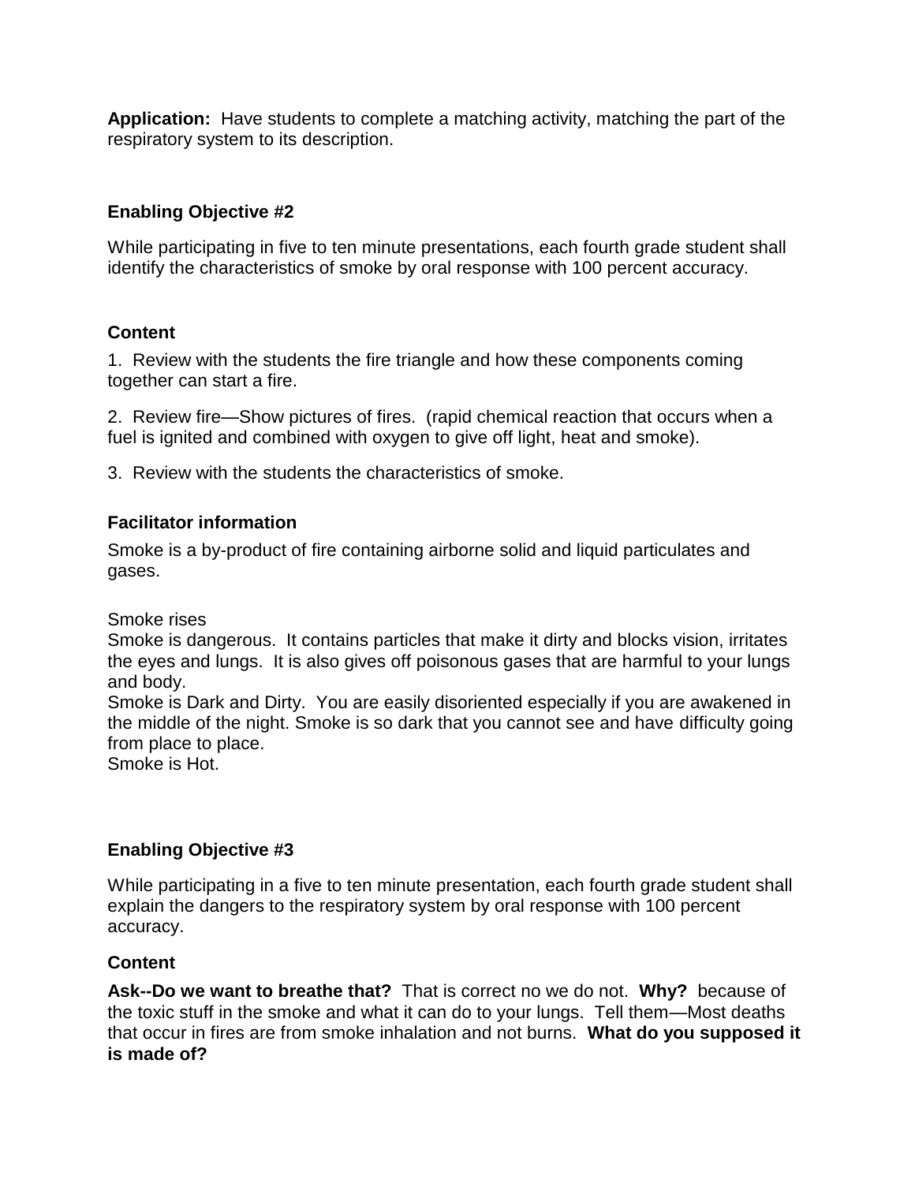**Application:** Have students to complete a matching activity, matching the part of the respiratory system to its description.

### Enabling Objective #2

While participating in five to ten minute presentations, each fourth grade student shall identify the characteristics of smoke by oral response with 100 percent accuracy.

### Content

1. Review with the students the fire triangle and how these components coming together can start a fire.

2. Review fire—Show pictures of fires. (rapid chemical reaction that occurs when a fuel is ignited and combined with oxygen to give off light, heat and smoke).

3. Review with the students the characteristics of smoke.

### Facilitator information

Smoke is a by-product of fire containing airborne solid and liquid particulates and gases.

Smoke rises
Smoke is dangerous. It contains particles that make it dirty and blocks vision, irritates the eyes and lungs. It is also gives off poisonous gases that are harmful to your lungs and body.
Smoke is Dark and Dirty. You are easily disoriented especially if you are awakened in the middle of the night. Smoke is so dark that you cannot see and have difficulty going from place to place.
Smoke is Hot.

### Enabling Objective #3

While participating in a five to ten minute presentation, each fourth grade student shall explain the dangers to the respiratory system by oral response with 100 percent accuracy.

### Content

**Ask--Do we want to breathe that?** That is correct no we do not. **Why?** because of the toxic stuff in the smoke and what it can do to your lungs. Tell them—Most deaths that occur in fires are from smoke inhalation and not burns. **What do you supposed it is made of?**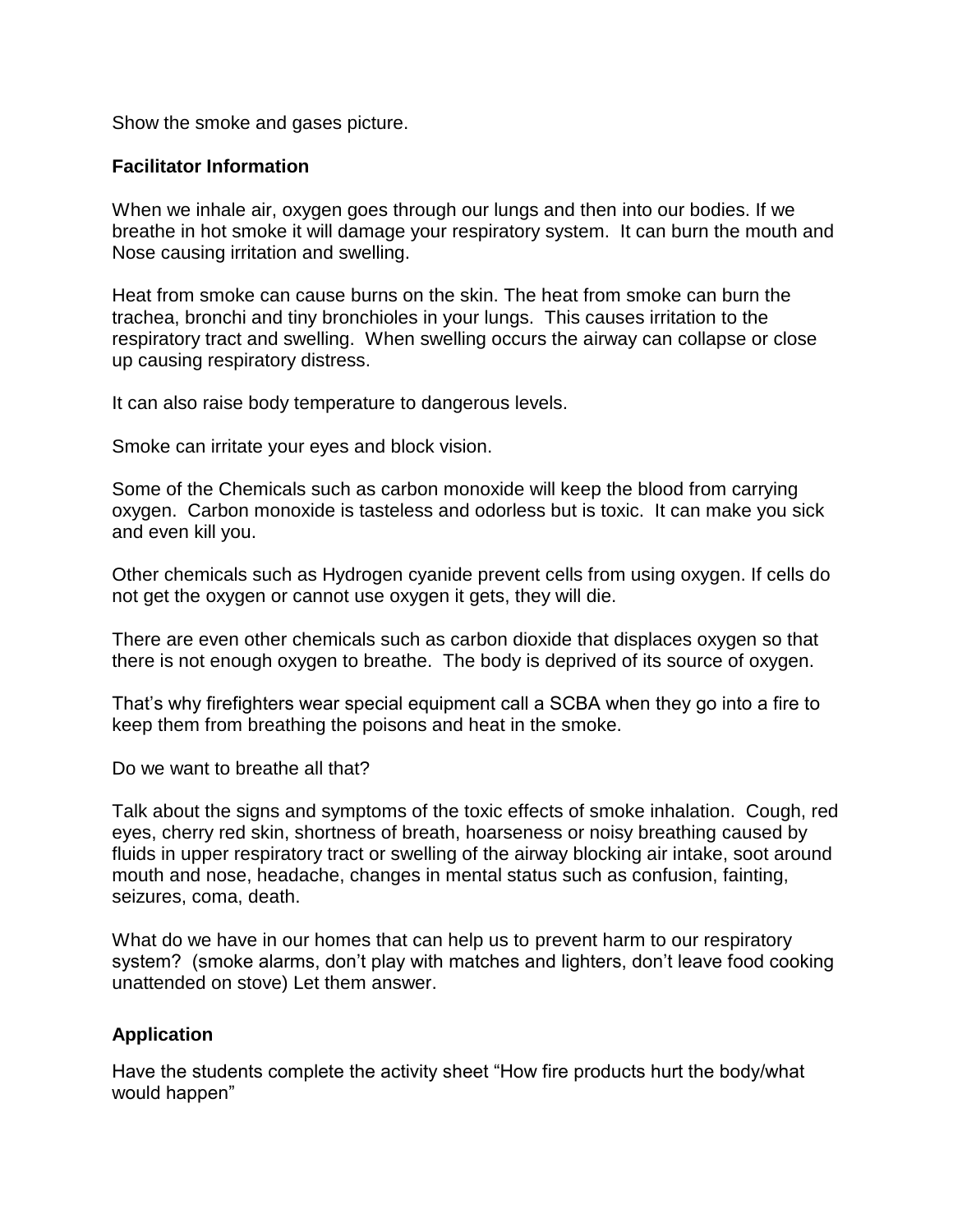Show the smoke and gases picture.

**Facilitator Information**

When we inhale air, oxygen goes through our lungs and then into our bodies. If we breathe in hot smoke it will damage your respiratory system. It can burn the mouth and Nose causing irritation and swelling.

Heat from smoke can cause burns on the skin. The heat from smoke can burn the trachea, bronchi and tiny bronchioles in your lungs. This causes irritation to the respiratory tract and swelling. When swelling occurs the airway can collapse or close up causing respiratory distress.

It can also raise body temperature to dangerous levels.

Smoke can irritate your eyes and block vision.

Some of the Chemicals such as carbon monoxide will keep the blood from carrying oxygen. Carbon monoxide is tasteless and odorless but is toxic. It can make you sick and even kill you.

Other chemicals such as Hydrogen cyanide prevent cells from using oxygen. If cells do not get the oxygen or cannot use oxygen it gets, they will die.

There are even other chemicals such as carbon dioxide that displaces oxygen so that there is not enough oxygen to breathe. The body is deprived of its source of oxygen.

That's why firefighters wear special equipment call a SCBA when they go into a fire to keep them from breathing the poisons and heat in the smoke.

Do we want to breathe all that?

Talk about the signs and symptoms of the toxic effects of smoke inhalation. Cough, red eyes, cherry red skin, shortness of breath, hoarseness or noisy breathing caused by fluids in upper respiratory tract or swelling of the airway blocking air intake, soot around mouth and nose, headache, changes in mental status such as confusion, fainting, seizures, coma, death.

What do we have in our homes that can help us to prevent harm to our respiratory system? (smoke alarms, don't play with matches and lighters, don't leave food cooking unattended on stove) Let them answer.

**Application**

Have the students complete the activity sheet "How fire products hurt the body/what would happen"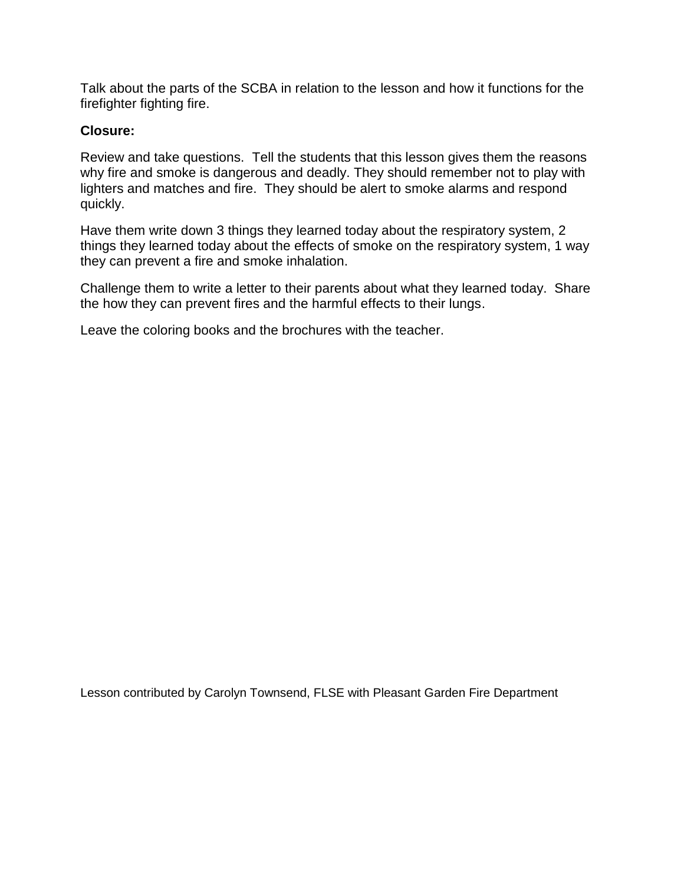Talk about the parts of the SCBA in relation to the lesson and how it functions for the firefighter fighting fire.

**Closure:**

Review and take questions.  Tell the students that this lesson gives them the reasons why fire and smoke is dangerous and deadly. They should remember not to play with lighters and matches and fire.  They should be alert to smoke alarms and respond quickly.

Have them write down 3 things they learned today about the respiratory system, 2 things they learned today about the effects of smoke on the respiratory system, 1 way they can prevent a fire and smoke inhalation.

Challenge them to write a letter to their parents about what they learned today.  Share the how they can prevent fires and the harmful effects to their lungs.

Leave the coloring books and the brochures with the teacher.

Lesson contributed by Carolyn Townsend, FLSE with Pleasant Garden Fire Department